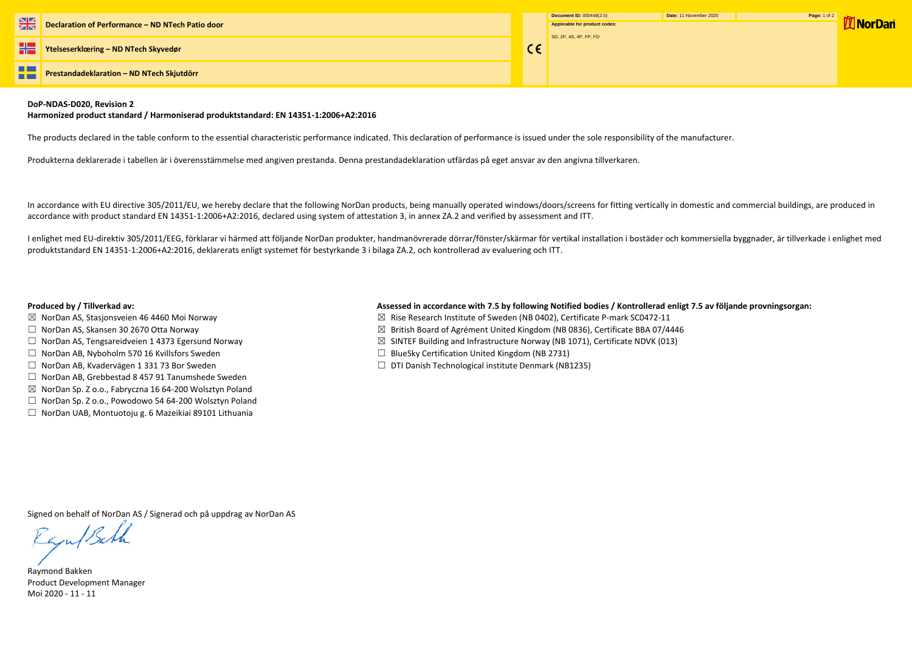# Declaration of Performance – ND NTech Patio door

# Ytelseserklæring – ND NTech Skyvedør

# Prestandadeklaration – ND NTech Skjutdörr

CE

**Document ID:** 000448(2.0) **Date:** 11 November 2020

**Applicable for product codes:**

SD, 2P, 4S, 4P, FP, FD

NorDan

**DoP-NDAS-D020, Revision 2**
**Harmonized product standard / Harmoniserad produktstandard: EN 14351-1:2006+A2:2016**

The products declared in the table conform to the essential characteristic performance indicated. This declaration of performance is issued under the sole responsibility of the manufacturer.

Produkterna deklarerade i tabellen är i överensstämmelse med angiven prestanda. Denna prestandadeklaration utfärdas på eget ansvar av den angivna tillverkaren.

In accordance with EU directive 305/2011/EU, we hereby declare that the following NorDan products, being manually operated windows/doors/screens for fitting vertically in domestic and commercial buildings, are produced in accordance with product standard EN 14351-1:2006+A2:2016, declared using system of attestation 3, in annex ZA.2 and verified by assessment and ITT.

I enlighet med EU-direktiv 305/2011/EEG, förklarar vi härmed att följande NorDan produkter, handmanövrerade dörrar/fönster/skärmar för vertikal installation i bostäder och kommersiella byggnader, är tillverkade i enlighet med produktstandard EN 14351-1:2006+A2:2016, deklarerats enligt systemet för bestyrkande 3 i bilaga ZA.2, och kontrollerad av evaluering och ITT.

**Produced by / Tillverkad av:**

- ☒ NorDan AS, Stasjonsveien 46 4460 Moi Norway
- ☐ NorDan AS, Skansen 30 2670 Otta Norway
- ☐ NorDan AS, Tengsareidveien 1 4373 Egersund Norway
- ☐ NorDan AB, Nyboholm 570 16 Kvillsfors Sweden
- ☐ NorDan AB, Kvadervägen 1 331 73 Bor Sweden
- ☐ NorDan AB, Grebbestad 8 457 91 Tanumshede Sweden
- ☒ NorDan Sp. Z o.o., Fabryczna 16 64-200 Wolsztyn Poland
- ☐ NorDan Sp. Z o.o., Powodowo 54 64-200 Wolsztyn Poland
- ☐ NorDan UAB, Montuotoju g. 6 Mazeikiai 89101 Lithuania

**Assessed in accordance with 7.5 by following Notified bodies / Kontrollerad enligt 7.5 av följande provningsorgan:**

- ☒ Rise Research Institute of Sweden (NB 0402), Certificate P-mark SC0472-11
- ☒ British Board of Agrément United Kingdom (NB 0836), Certificate BBA 07/4446
- ☒ SINTEF Building and Infrastructure Norway (NB 1071), Certificate NDVK (013)
- ☐ BlueSky Certification United Kingdom (NB 2731)
- ☐ DTI Danish Technological institute Denmark (NB1235)

Signed on behalf of NorDan AS / Signerad och på uppdrag av NorDan AS

Raymond Bakken
Product Development Manager
Moi 2020 - 11 - 11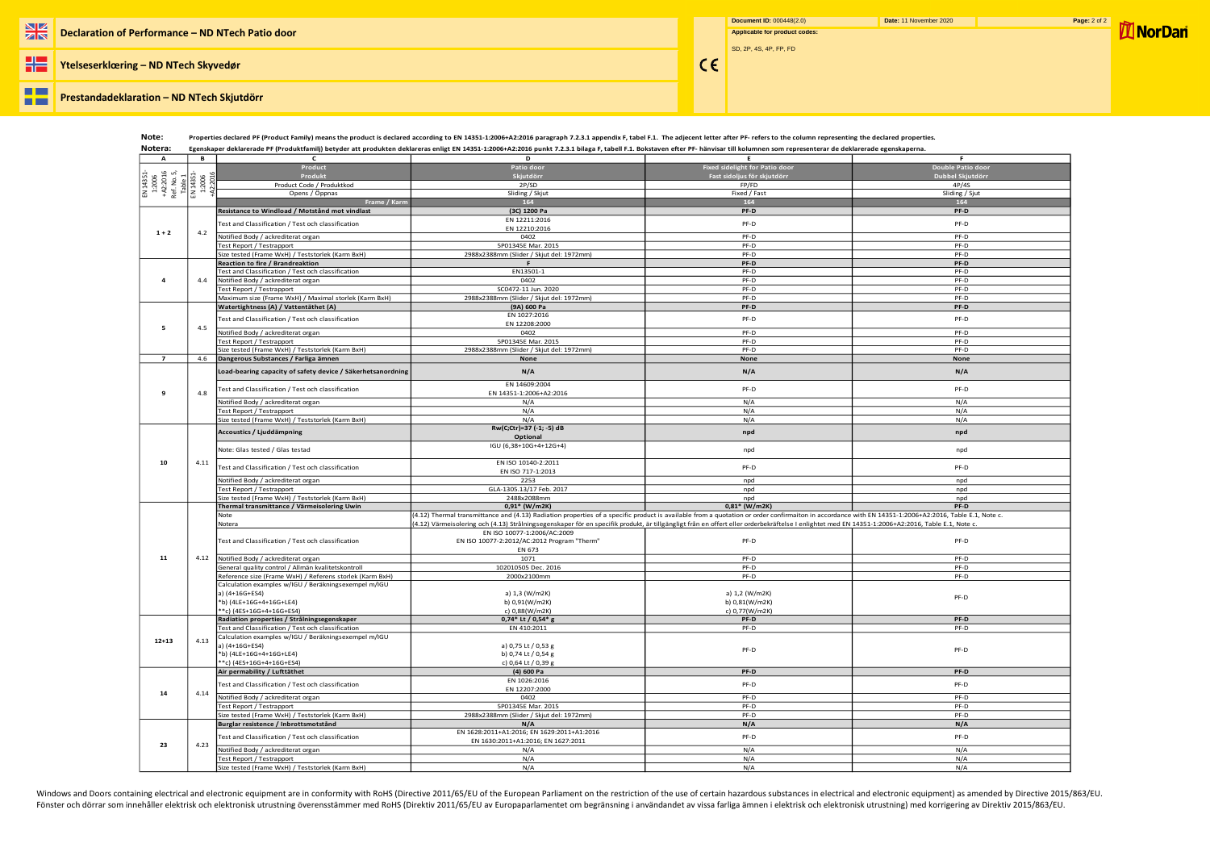# Declaration of Performance – ND NTech Patio door

# Ytelseserklæring – ND NTech Skyvedør

# Prestandadeklaration – ND NTech Skjutdörr

CE

**Document ID:** 000448(2.0) **Date:** 11 November 2020

**Applicable for product codes:**

SD, 2P, 4S, 4P, FP, FD

NorDan

**Note:** Properties declared PF (Product Family) means the product is declared according to EN 14351-1:2006+A2:2016 paragraph 7.2.3.1 appendix F, tabel F.1. The adjecent letter after PF- refers to the column representing the declared properties.

**Notera:** Egenskaper deklarerade PF (Produktfamilj) betyder att produkten deklareras enligt EN 14351-1:2006+A2:2016 punkt 7.2.3.1 bilaga F, tabell F.1. Bokstaven efter PF- hänvisar till kolumnen som representerar de deklarerade egenskaperna.

| A | B | C | D | E | F |
|---|---|---|---|---|---|
| EN 14351-1:2006 +A2:2016 Ref. No. 5, Table 1 | EN 14351-1:2006 +A2:2016 | **Product / Produkt** | **Patio door / Skjutdörr** | **Fixed sidelight for Patio door / Fast sidoljus för skjutdörr** | **Double Patio door / Dubbel Skjutdörr** |
| | | Product Code / Produktkod | 2P/SD | FP/FD | 4P/4S |
| | | Opens / Öppnas | Sliding / Skjut | Fixed / Fast | Sliding / Sjut |
| | | Frame / Karm | 164 | 164 | 164 |
| 1 + 2 | 4.2 | **Resistance to Windload / Motstånd mot vindlast** | **(3C) 1200 Pa** | **PF-D** | **PF-D** |
| | | Test and Classification / Test och classification | EN 12211:2016 EN 12210:2016 | PF-D | PF-D |
| | | Notified Body / ackrediterat organ | 0402 | PF-D | PF-D |
| | | Test Report / Testrapport | 5P01345E Mar. 2015 | PF-D | PF-D |
| | | Size tested (Frame WxH) / Teststorlek (Karm BxH) | 2988x2388mm (Slider / Skjut del: 1972mm) | PF-D | PF-D |
| 4 | 4.4 | **Reaction to fire / Brandreaktion** | **F** | **PF-D** | **PF-D** |
| | | Test and Classification / Test och classification | EN13501-1 | PF-D | PF-D |
| | | Notified Body / ackrediterat organ | 0402 | PF-D | PF-D |
| | | Test Report / Testrapport | SC0472-11 Jun. 2020 | PF-D | PF-D |
| | | Maximum size (Frame WxH) / Maximal storlek (Karm BxH) | 2988x2388mm (Slider / Skjut del: 1972mm) | PF-D | PF-D |
| 5 | 4.5 | **Watertightness (A) / Vattentäthet (A)** | **(9A) 600 Pa** | **PF-D** | **PF-D** |
| | | Test and Classification / Test och classification | EN 1027:2016 EN 12208:2000 | PF-D | PF-D |
| | | Notified Body / ackrediterat organ | 0402 | PF-D | PF-D |
| | | Test Report / Testrapport | 5P01345E Mar. 2015 | PF-D | PF-D |
| | | Size tested (Frame WxH) / Teststorlek (Karm BxH) | 2988x2388mm (Slider / Skjut del: 1972mm) | PF-D | PF-D |
| 7 | 4.6 | **Dangerous Substances / Farliga ämnen** | **None** | **None** | **None** |
| 9 | 4.8 | **Load-bearing capacity of safety device / Säkerhetsanordning** | **N/A** | **N/A** | **N/A** |
| | | Test and Classification / Test och classification | EN 14609:2004 EN 14351-1:2006+A2:2016 | PF-D | PF-D |
| | | Notified Body / ackrediterat organ | N/A | N/A | N/A |
| | | Test Report / Testrapport | N/A | N/A | N/A |
| | | Size tested (Frame WxH) / Teststorlek (Karm BxH) | N/A | N/A | N/A |
| 10 | 4.11 | **Accoustics / Ljuddämpning** | **Rw(C;Ctr)=37 (-1; -5) dB Optional** | **npd** | **npd** |
| | | Note: Glas tested / Glas testad | IGU (6,38+10G+4+12G+4) | npd | npd |
| | | Test and Classification / Test och classification | EN ISO 10140-2:2011 EN ISO 717-1:2013 | PF-D | PF-D |
| | | Notified Body / ackrediterat organ | 2253 | npd | npd |
| | | Test Report / Testrapport | GLA-1305.13/17 Feb. 2017 | npd | npd |
| | | Size tested (Frame WxH) / Teststorlek (Karm BxH) | 2488x2088mm | npd | npd |
| 11 | 4.12 | **Thermal transmittance / Värmeisolering Uwin** | **0,91* (W/m2K)** | **0,81* (W/m2K)** | **PF-D** |
| | | Note | (4.12) Thermal transmittance and (4.13) Radiation properties of a specific product is available from a quotation or order confirmaiton in accordance with EN 14351-1:2006+A2:2016, Table E.1, Note c. | | |
| | | Notera | (4.12) Värmeisolering och (4.13) Strålningsegenskaper för en specifik produkt, är tillgängligt från en offert eller orderbekräftelse I enlighet med EN 14351-1:2006+A2:2016, Table E.1, Note c. | | |
| | | Test and Classification / Test och classification | EN ISO 10077-1:2006/AC:2009 EN ISO 10077-2:2012/AC:2012 Program "Therm" EN 673 | PF-D | PF-D |
| | | Notified Body / ackrediterat organ | 1071 | PF-D | PF-D |
| | | General quality control / Allmän kvalitetskontroll | 102010505 Dec. 2016 | PF-D | PF-D |
| | | Reference size (Frame WxH) / Referens storlek (Karm BxH) | 2000x2100mm | PF-D | PF-D |
| | | Calculation examples w/IGU / Beräkningsexempel m/IGU a) (4+16G+ES4) *b) (4LE+16G+4+16G+LE4) **c) (4ES+16G+4+16G+ES4) | a) 1,3 (W/m2K) b) 0,91(W/m2K) c) 0,88(W/m2K) | a) 1,2 (W/m2K) b) 0,81(W/m2K) c) 0,77(W/m2K) | PF-D |
| 12+13 | 4.13 | **Radiation properties / Strålningsegenskaper** | **0,74* Lt / 0,54* g** | **PF-D** | **PF-D** |
| | | Test and Classification / Test och classification | EN 410:2011 | PF-D | PF-D |
| | | Calculation examples w/IGU / Beräkningsexempel m/IGU a) (4+16G+ES4) *b) (4LE+16G+4+16G+LE4) **c) (4ES+16G+4+16G+ES4) | a) 0,75 Lt / 0,53 g b) 0,74 Lt / 0,54 g c) 0,64 Lt / 0,39 g | PF-D | PF-D |
| 14 | 4.14 | **Air permability / Lufttäthet** | **(4) 600 Pa** | **PF-D** | **PF-D** |
| | | Test and Classification / Test och classification | EN 1026:2016 EN 12207:2000 | PF-D | PF-D |
| | | Notified Body / ackrediterat organ | 0402 | PF-D | PF-D |
| | | Test Report / Testrapport | 5P01345E Mar. 2015 | PF-D | PF-D |
| | | Size tested (Frame WxH) / Teststorlek (Karm BxH) | 2988x2388mm (Slider / Skjut del: 1972mm) | PF-D | PF-D |
| 23 | 4.23 | **Burglar resistence / Inbrottsmotstånd** | **N/A** | **N/A** | **N/A** |
| | | Test and Classification / Test och classification | EN 1628:2011+A1:2016; EN 1629:2011+A1:2016 EN 1630:2011+A1:2016; EN 1627:2011 | PF-D | PF-D |
| | | Notified Body / ackrediterat organ | N/A | N/A | N/A |
| | | Test Report / Testrapport | N/A | N/A | N/A |
| | | Size tested (Frame WxH) / Teststorlek (Karm BxH) | N/A | N/A | N/A |

Windows and Doors containing electrical and electronic equipment are in conformity with RoHS (Directive 2011/65/EU of the European Parliament on the restriction of the use of certain hazardous substances in electrical and electronic equipment) as amended by Directive 2015/863/EU.

Fönster och dörrar som innehåller elektrisk och elektronisk utrustning överensstämmer med RoHS (Direktiv 2011/65/EU av Europaparlamentet om begränsning i användandet av vissa farliga ämnen i elektrisk och elektronisk utrustning) med korrigering av Direktiv 2015/863/EU.